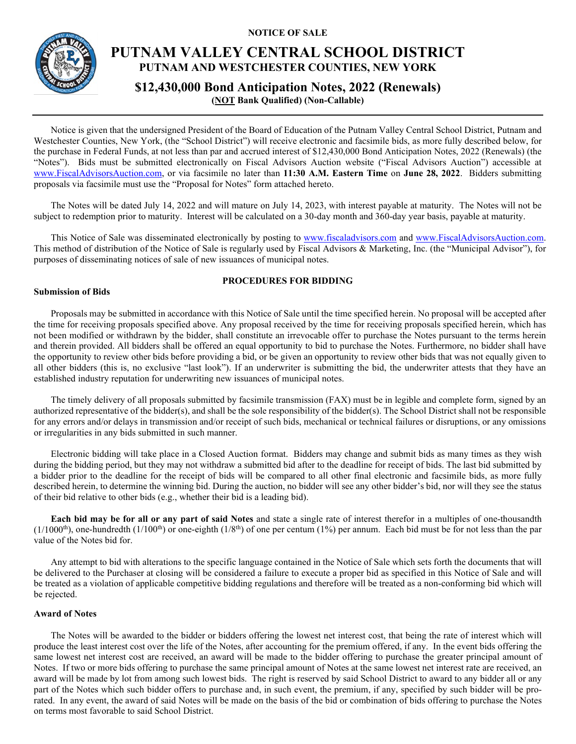NOTICE OF SALE

# PUTNAM VALLEY CENTRAL SCHOOL DISTRICT

## PUTNAM AND WESTCHESTER COUNTIES, NEW YORK

## $12,430,000 Bond Anticipation Notes, 2022 (Renewals)

**(NOT Bank Qualified) (Non-Callable)**

---

Notice is given that the undersigned President of the Board of Education of the Putnam Valley Central School District, Putnam and Westchester Counties, New York, (the "School District") will receive electronic and facsimile bids, as more fully described below, for the purchase in Federal Funds, at not less than par and accrued interest of $12,430,000 Bond Anticipation Notes, 2022 (Renewals) (the "Notes"). Bids must be submitted electronically on Fiscal Advisors Auction website ("Fiscal Advisors Auction") accessible at www.FiscalAdvisorsAuction.com, or via facsimile no later than **11:30 A.M. Eastern Time** on **June 28, 2022**. Bidders submitting proposals via facsimile must use the "Proposal for Notes" form attached hereto.

The Notes will be dated July 14, 2022 and will mature on July 14, 2023, with interest payable at maturity. The Notes will not be subject to redemption prior to maturity. Interest will be calculated on a 30-day month and 360-day year basis, payable at maturity.

This Notice of Sale was disseminated electronically by posting to www.fiscaladvisors.com and www.FiscalAdvisorsAuction.com. This method of distribution of the Notice of Sale is regularly used by Fiscal Advisors & Marketing, Inc. (the "Municipal Advisor"), for purposes of disseminating notices of sale of new issuances of municipal notes.

## PROCEDURES FOR BIDDING

### Submission of Bids

Proposals may be submitted in accordance with this Notice of Sale until the time specified herein. No proposal will be accepted after the time for receiving proposals specified above. Any proposal received by the time for receiving proposals specified herein, which has not been modified or withdrawn by the bidder, shall constitute an irrevocable offer to purchase the Notes pursuant to the terms herein and therein provided. All bidders shall be offered an equal opportunity to bid to purchase the Notes. Furthermore, no bidder shall have the opportunity to review other bids before providing a bid, or be given an opportunity to review other bids that was not equally given to all other bidders (this is, no exclusive "last look"). If an underwriter is submitting the bid, the underwriter attests that they have an established industry reputation for underwriting new issuances of municipal notes.

The timely delivery of all proposals submitted by facsimile transmission (FAX) must be in legible and complete form, signed by an authorized representative of the bidder(s), and shall be the sole responsibility of the bidder(s). The School District shall not be responsible for any errors and/or delays in transmission and/or receipt of such bids, mechanical or technical failures or disruptions, or any omissions or irregularities in any bids submitted in such manner.

Electronic bidding will take place in a Closed Auction format. Bidders may change and submit bids as many times as they wish during the bidding period, but they may not withdraw a submitted bid after to the deadline for receipt of bids. The last bid submitted by a bidder prior to the deadline for the receipt of bids will be compared to all other final electronic and facsimile bids, as more fully described herein, to determine the winning bid. During the auction, no bidder will see any other bidder's bid, nor will they see the status of their bid relative to other bids (e.g., whether their bid is a leading bid).

**Each bid may be for all or any part of said Notes** and state a single rate of interest therefor in a multiples of one-thousandth (1/1000th), one-hundredth (1/100th) or one-eighth (1/8th) of one per centum (1%) per annum. Each bid must be for not less than the par value of the Notes bid for.

Any attempt to bid with alterations to the specific language contained in the Notice of Sale which sets forth the documents that will be delivered to the Purchaser at closing will be considered a failure to execute a proper bid as specified in this Notice of Sale and will be treated as a violation of applicable competitive bidding regulations and therefore will be treated as a non-conforming bid which will be rejected.

### Award of Notes

The Notes will be awarded to the bidder or bidders offering the lowest net interest cost, that being the rate of interest which will produce the least interest cost over the life of the Notes, after accounting for the premium offered, if any. In the event bids offering the same lowest net interest cost are received, an award will be made to the bidder offering to purchase the greater principal amount of Notes. If two or more bids offering to purchase the same principal amount of Notes at the same lowest net interest rate are received, an award will be made by lot from among such lowest bids. The right is reserved by said School District to award to any bidder all or any part of the Notes which such bidder offers to purchase and, in such event, the premium, if any, specified by such bidder will be pro-rated. In any event, the award of said Notes will be made on the basis of the bid or combination of bids offering to purchase the Notes on terms most favorable to said School District.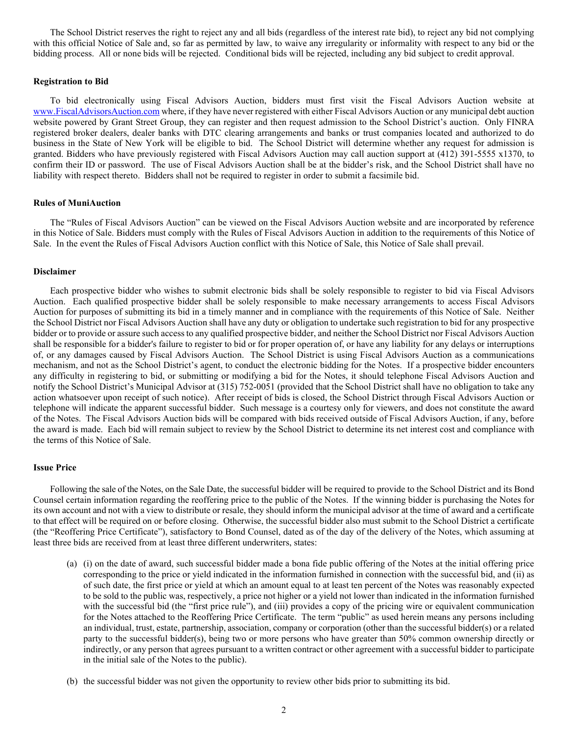The School District reserves the right to reject any and all bids (regardless of the interest rate bid), to reject any bid not complying with this official Notice of Sale and, so far as permitted by law, to waive any irregularity or informality with respect to any bid or the bidding process. All or none bids will be rejected. Conditional bids will be rejected, including any bid subject to credit approval.

**Registration to Bid**

To bid electronically using Fiscal Advisors Auction, bidders must first visit the Fiscal Advisors Auction website at www.FiscalAdvisorsAuction.com where, if they have never registered with either Fiscal Advisors Auction or any municipal debt auction website powered by Grant Street Group, they can register and then request admission to the School District's auction. Only FINRA registered broker dealers, dealer banks with DTC clearing arrangements and banks or trust companies located and authorized to do business in the State of New York will be eligible to bid. The School District will determine whether any request for admission is granted. Bidders who have previously registered with Fiscal Advisors Auction may call auction support at (412) 391-5555 x1370, to confirm their ID or password. The use of Fiscal Advisors Auction shall be at the bidder's risk, and the School District shall have no liability with respect thereto. Bidders shall not be required to register in order to submit a facsimile bid.

**Rules of MuniAuction**

The "Rules of Fiscal Advisors Auction" can be viewed on the Fiscal Advisors Auction website and are incorporated by reference in this Notice of Sale. Bidders must comply with the Rules of Fiscal Advisors Auction in addition to the requirements of this Notice of Sale. In the event the Rules of Fiscal Advisors Auction conflict with this Notice of Sale, this Notice of Sale shall prevail.

**Disclaimer**

Each prospective bidder who wishes to submit electronic bids shall be solely responsible to register to bid via Fiscal Advisors Auction. Each qualified prospective bidder shall be solely responsible to make necessary arrangements to access Fiscal Advisors Auction for purposes of submitting its bid in a timely manner and in compliance with the requirements of this Notice of Sale. Neither the School District nor Fiscal Advisors Auction shall have any duty or obligation to undertake such registration to bid for any prospective bidder or to provide or assure such access to any qualified prospective bidder, and neither the School District nor Fiscal Advisors Auction shall be responsible for a bidder's failure to register to bid or for proper operation of, or have any liability for any delays or interruptions of, or any damages caused by Fiscal Advisors Auction. The School District is using Fiscal Advisors Auction as a communications mechanism, and not as the School District's agent, to conduct the electronic bidding for the Notes. If a prospective bidder encounters any difficulty in registering to bid, or submitting or modifying a bid for the Notes, it should telephone Fiscal Advisors Auction and notify the School District's Municipal Advisor at (315) 752-0051 (provided that the School District shall have no obligation to take any action whatsoever upon receipt of such notice). After receipt of bids is closed, the School District through Fiscal Advisors Auction or telephone will indicate the apparent successful bidder. Such message is a courtesy only for viewers, and does not constitute the award of the Notes. The Fiscal Advisors Auction bids will be compared with bids received outside of Fiscal Advisors Auction, if any, before the award is made. Each bid will remain subject to review by the School District to determine its net interest cost and compliance with the terms of this Notice of Sale.

**Issue Price**

Following the sale of the Notes, on the Sale Date, the successful bidder will be required to provide to the School District and its Bond Counsel certain information regarding the reoffering price to the public of the Notes. If the winning bidder is purchasing the Notes for its own account and not with a view to distribute or resale, they should inform the municipal advisor at the time of award and a certificate to that effect will be required on or before closing. Otherwise, the successful bidder also must submit to the School District a certificate (the "Reoffering Price Certificate"), satisfactory to Bond Counsel, dated as of the day of the delivery of the Notes, which assuming at least three bids are received from at least three different underwriters, states:

(a) (i) on the date of award, such successful bidder made a bona fide public offering of the Notes at the initial offering price corresponding to the price or yield indicated in the information furnished in connection with the successful bid, and (ii) as of such date, the first price or yield at which an amount equal to at least ten percent of the Notes was reasonably expected to be sold to the public was, respectively, a price not higher or a yield not lower than indicated in the information furnished with the successful bid (the "first price rule"), and (iii) provides a copy of the pricing wire or equivalent communication for the Notes attached to the Reoffering Price Certificate. The term "public" as used herein means any persons including an individual, trust, estate, partnership, association, company or corporation (other than the successful bidder(s) or a related party to the successful bidder(s), being two or more persons who have greater than 50% common ownership directly or indirectly, or any person that agrees pursuant to a written contract or other agreement with a successful bidder to participate in the initial sale of the Notes to the public).

(b) the successful bidder was not given the opportunity to review other bids prior to submitting its bid.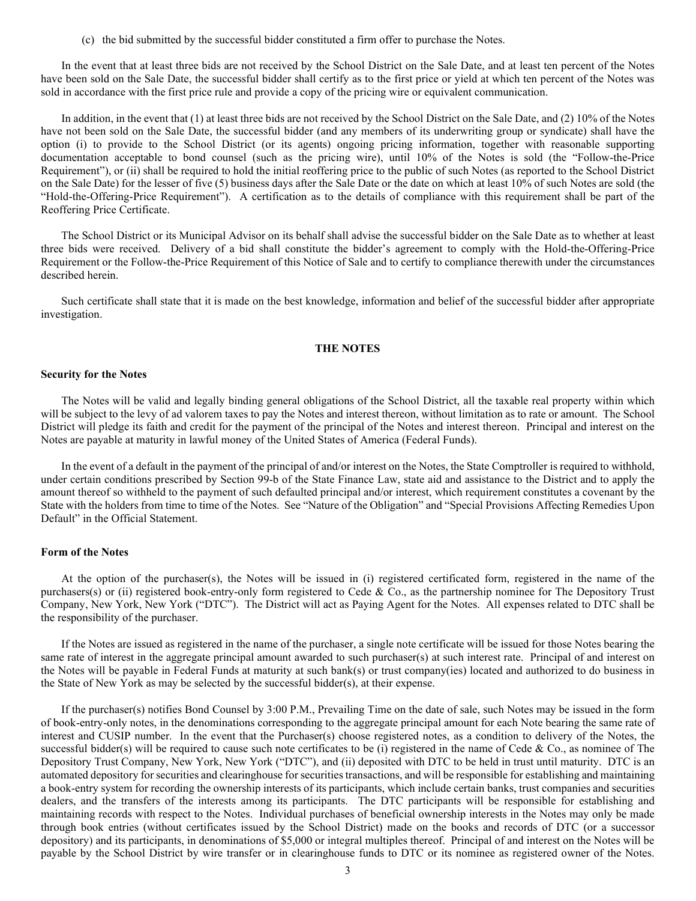(c) the bid submitted by the successful bidder constituted a firm offer to purchase the Notes.

In the event that at least three bids are not received by the School District on the Sale Date, and at least ten percent of the Notes have been sold on the Sale Date, the successful bidder shall certify as to the first price or yield at which ten percent of the Notes was sold in accordance with the first price rule and provide a copy of the pricing wire or equivalent communication.

In addition, in the event that (1) at least three bids are not received by the School District on the Sale Date, and (2) 10% of the Notes have not been sold on the Sale Date, the successful bidder (and any members of its underwriting group or syndicate) shall have the option (i) to provide to the School District (or its agents) ongoing pricing information, together with reasonable supporting documentation acceptable to bond counsel (such as the pricing wire), until 10% of the Notes is sold (the "Follow-the-Price Requirement"), or (ii) shall be required to hold the initial reoffering price to the public of such Notes (as reported to the School District on the Sale Date) for the lesser of five (5) business days after the Sale Date or the date on which at least 10% of such Notes are sold (the "Hold-the-Offering-Price Requirement"). A certification as to the details of compliance with this requirement shall be part of the Reoffering Price Certificate.

The School District or its Municipal Advisor on its behalf shall advise the successful bidder on the Sale Date as to whether at least three bids were received. Delivery of a bid shall constitute the bidder's agreement to comply with the Hold-the-Offering-Price Requirement or the Follow-the-Price Requirement of this Notice of Sale and to certify to compliance therewith under the circumstances described herein.

Such certificate shall state that it is made on the best knowledge, information and belief of the successful bidder after appropriate investigation.

## THE NOTES

### Security for the Notes

The Notes will be valid and legally binding general obligations of the School District, all the taxable real property within which will be subject to the levy of ad valorem taxes to pay the Notes and interest thereon, without limitation as to rate or amount. The School District will pledge its faith and credit for the payment of the principal of the Notes and interest thereon. Principal and interest on the Notes are payable at maturity in lawful money of the United States of America (Federal Funds).

In the event of a default in the payment of the principal of and/or interest on the Notes, the State Comptroller is required to withhold, under certain conditions prescribed by Section 99-b of the State Finance Law, state aid and assistance to the District and to apply the amount thereof so withheld to the payment of such defaulted principal and/or interest, which requirement constitutes a covenant by the State with the holders from time to time of the Notes. See "Nature of the Obligation" and "Special Provisions Affecting Remedies Upon Default" in the Official Statement.

### Form of the Notes

At the option of the purchaser(s), the Notes will be issued in (i) registered certificated form, registered in the name of the purchasers(s) or (ii) registered book-entry-only form registered to Cede & Co., as the partnership nominee for The Depository Trust Company, New York, New York ("DTC"). The District will act as Paying Agent for the Notes. All expenses related to DTC shall be the responsibility of the purchaser.

If the Notes are issued as registered in the name of the purchaser, a single note certificate will be issued for those Notes bearing the same rate of interest in the aggregate principal amount awarded to such purchaser(s) at such interest rate. Principal of and interest on the Notes will be payable in Federal Funds at maturity at such bank(s) or trust company(ies) located and authorized to do business in the State of New York as may be selected by the successful bidder(s), at their expense.

If the purchaser(s) notifies Bond Counsel by 3:00 P.M., Prevailing Time on the date of sale, such Notes may be issued in the form of book-entry-only notes, in the denominations corresponding to the aggregate principal amount for each Note bearing the same rate of interest and CUSIP number. In the event that the Purchaser(s) choose registered notes, as a condition to delivery of the Notes, the successful bidder(s) will be required to cause such note certificates to be (i) registered in the name of Cede & Co., as nominee of The Depository Trust Company, New York, New York ("DTC"), and (ii) deposited with DTC to be held in trust until maturity. DTC is an automated depository for securities and clearinghouse for securities transactions, and will be responsible for establishing and maintaining a book-entry system for recording the ownership interests of its participants, which include certain banks, trust companies and securities dealers, and the transfers of the interests among its participants. The DTC participants will be responsible for establishing and maintaining records with respect to the Notes. Individual purchases of beneficial ownership interests in the Notes may only be made through book entries (without certificates issued by the School District) made on the books and records of DTC (or a successor depository) and its participants, in denominations of $5,000 or integral multiples thereof. Principal of and interest on the Notes will be payable by the School District by wire transfer or in clearinghouse funds to DTC or its nominee as registered owner of the Notes.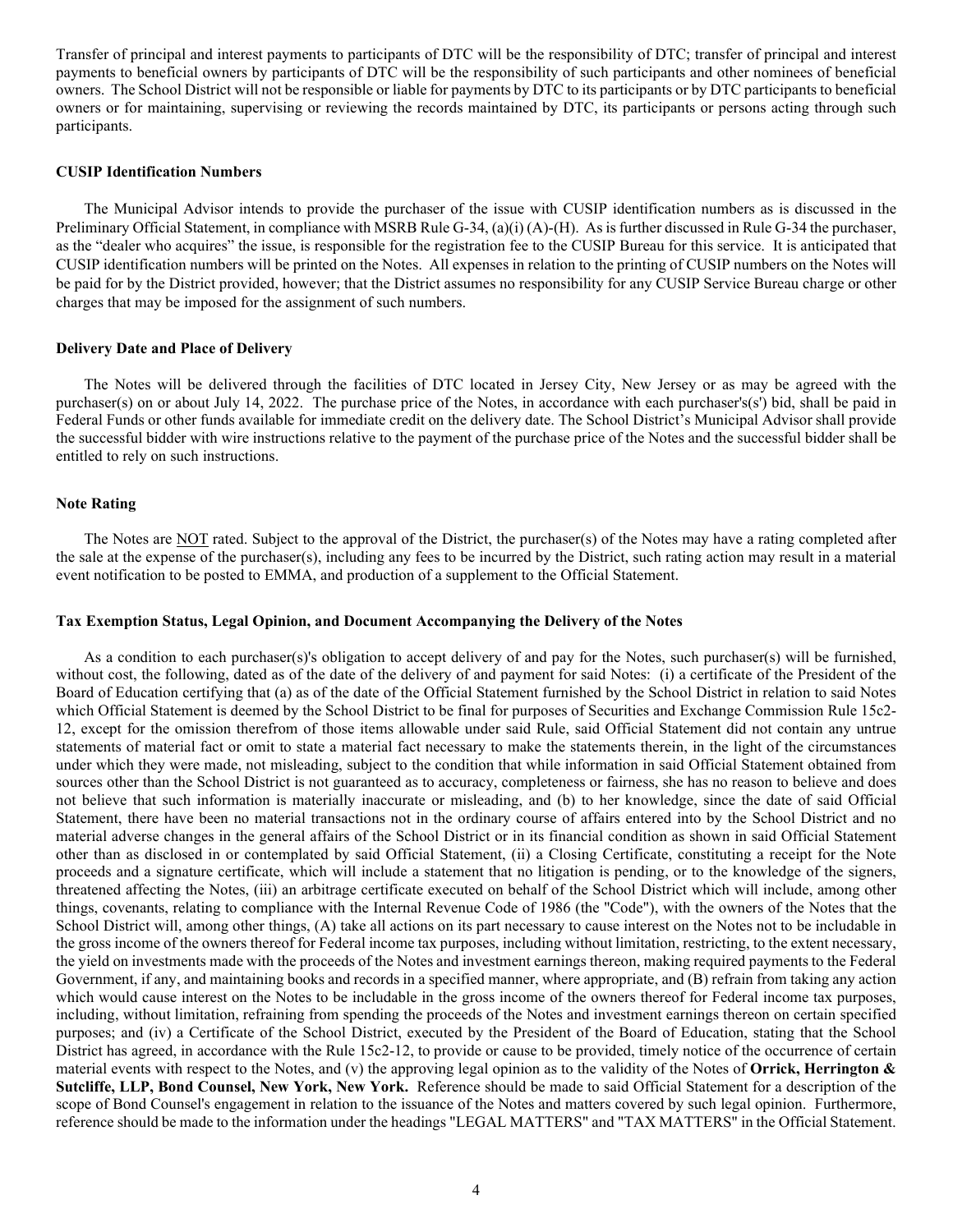Transfer of principal and interest payments to participants of DTC will be the responsibility of DTC; transfer of principal and interest payments to beneficial owners by participants of DTC will be the responsibility of such participants and other nominees of beneficial owners. The School District will not be responsible or liable for payments by DTC to its participants or by DTC participants to beneficial owners or for maintaining, supervising or reviewing the records maintained by DTC, its participants or persons acting through such participants.

**CUSIP Identification Numbers**

The Municipal Advisor intends to provide the purchaser of the issue with CUSIP identification numbers as is discussed in the Preliminary Official Statement, in compliance with MSRB Rule G-34, (a)(i) (A)-(H). As is further discussed in Rule G-34 the purchaser, as the "dealer who acquires" the issue, is responsible for the registration fee to the CUSIP Bureau for this service. It is anticipated that CUSIP identification numbers will be printed on the Notes. All expenses in relation to the printing of CUSIP numbers on the Notes will be paid for by the District provided, however; that the District assumes no responsibility for any CUSIP Service Bureau charge or other charges that may be imposed for the assignment of such numbers.

**Delivery Date and Place of Delivery**

The Notes will be delivered through the facilities of DTC located in Jersey City, New Jersey or as may be agreed with the purchaser(s) on or about July 14, 2022. The purchase price of the Notes, in accordance with each purchaser's(s') bid, shall be paid in Federal Funds or other funds available for immediate credit on the delivery date. The School District's Municipal Advisor shall provide the successful bidder with wire instructions relative to the payment of the purchase price of the Notes and the successful bidder shall be entitled to rely on such instructions.

**Note Rating**

The Notes are NOT rated. Subject to the approval of the District, the purchaser(s) of the Notes may have a rating completed after the sale at the expense of the purchaser(s), including any fees to be incurred by the District, such rating action may result in a material event notification to be posted to EMMA, and production of a supplement to the Official Statement.

**Tax Exemption Status, Legal Opinion, and Document Accompanying the Delivery of the Notes**

As a condition to each purchaser(s)'s obligation to accept delivery of and pay for the Notes, such purchaser(s) will be furnished, without cost, the following, dated as of the date of the delivery of and payment for said Notes: (i) a certificate of the President of the Board of Education certifying that (a) as of the date of the Official Statement furnished by the School District in relation to said Notes which Official Statement is deemed by the School District to be final for purposes of Securities and Exchange Commission Rule 15c2-12, except for the omission therefrom of those items allowable under said Rule, said Official Statement did not contain any untrue statements of material fact or omit to state a material fact necessary to make the statements therein, in the light of the circumstances under which they were made, not misleading, subject to the condition that while information in said Official Statement obtained from sources other than the School District is not guaranteed as to accuracy, completeness or fairness, she has no reason to believe and does not believe that such information is materially inaccurate or misleading, and (b) to her knowledge, since the date of said Official Statement, there have been no material transactions not in the ordinary course of affairs entered into by the School District and no material adverse changes in the general affairs of the School District or in its financial condition as shown in said Official Statement other than as disclosed in or contemplated by said Official Statement, (ii) a Closing Certificate, constituting a receipt for the Note proceeds and a signature certificate, which will include a statement that no litigation is pending, or to the knowledge of the signers, threatened affecting the Notes, (iii) an arbitrage certificate executed on behalf of the School District which will include, among other things, covenants, relating to compliance with the Internal Revenue Code of 1986 (the "Code"), with the owners of the Notes that the School District will, among other things, (A) take all actions on its part necessary to cause interest on the Notes not to be includable in the gross income of the owners thereof for Federal income tax purposes, including without limitation, restricting, to the extent necessary, the yield on investments made with the proceeds of the Notes and investment earnings thereon, making required payments to the Federal Government, if any, and maintaining books and records in a specified manner, where appropriate, and (B) refrain from taking any action which would cause interest on the Notes to be includable in the gross income of the owners thereof for Federal income tax purposes, including, without limitation, refraining from spending the proceeds of the Notes and investment earnings thereon on certain specified purposes; and (iv) a Certificate of the School District, executed by the President of the Board of Education, stating that the School District has agreed, in accordance with the Rule 15c2-12, to provide or cause to be provided, timely notice of the occurrence of certain material events with respect to the Notes, and (v) the approving legal opinion as to the validity of the Notes of **Orrick, Herrington & Sutcliffe, LLP, Bond Counsel, New York, New York.** Reference should be made to said Official Statement for a description of the scope of Bond Counsel's engagement in relation to the issuance of the Notes and matters covered by such legal opinion. Furthermore, reference should be made to the information under the headings "LEGAL MATTERS" and "TAX MATTERS" in the Official Statement.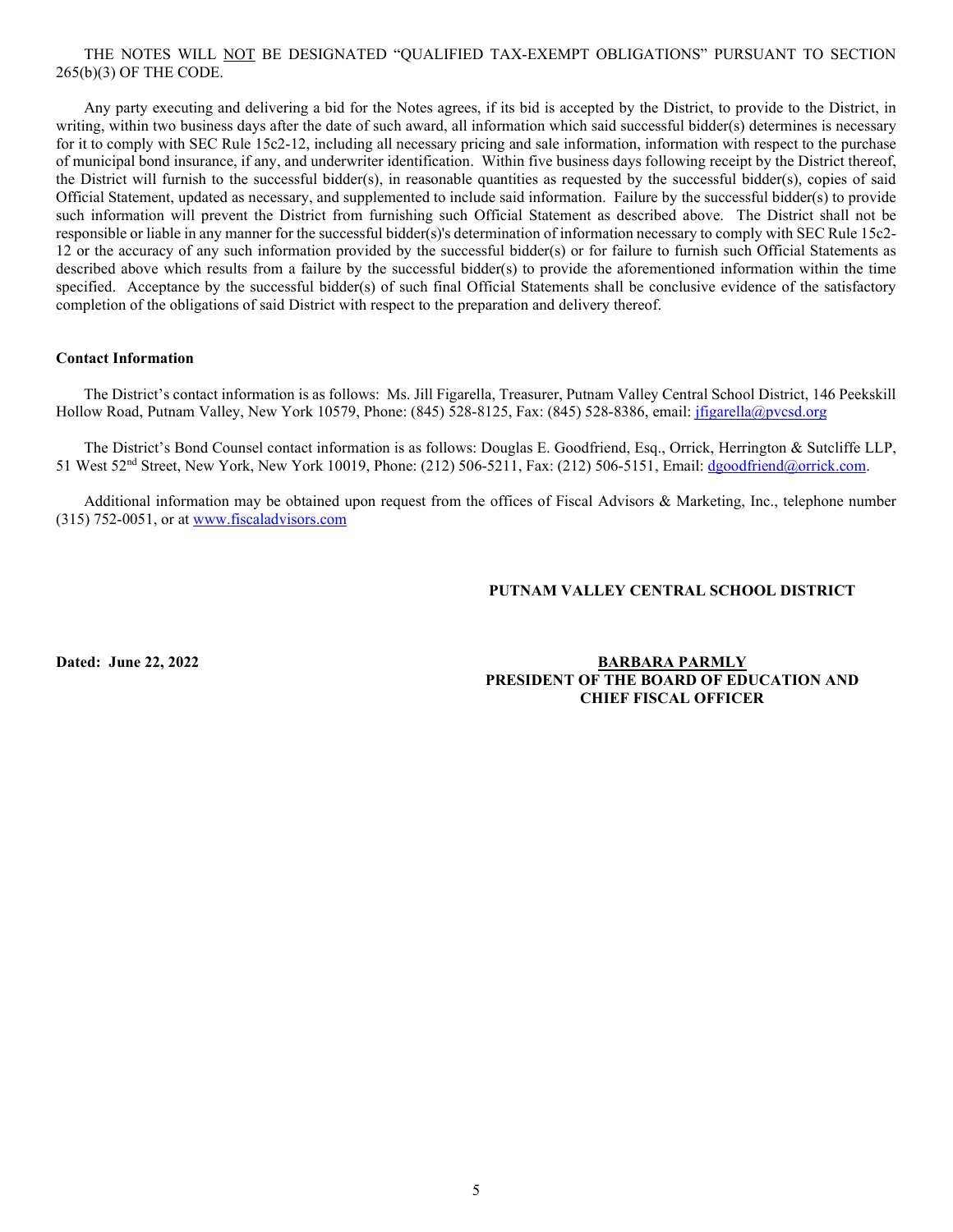THE NOTES WILL NOT BE DESIGNATED "QUALIFIED TAX-EXEMPT OBLIGATIONS" PURSUANT TO SECTION 265(b)(3) OF THE CODE.

Any party executing and delivering a bid for the Notes agrees, if its bid is accepted by the District, to provide to the District, in writing, within two business days after the date of such award, all information which said successful bidder(s) determines is necessary for it to comply with SEC Rule 15c2-12, including all necessary pricing and sale information, information with respect to the purchase of municipal bond insurance, if any, and underwriter identification. Within five business days following receipt by the District thereof, the District will furnish to the successful bidder(s), in reasonable quantities as requested by the successful bidder(s), copies of said Official Statement, updated as necessary, and supplemented to include said information. Failure by the successful bidder(s) to provide such information will prevent the District from furnishing such Official Statement as described above. The District shall not be responsible or liable in any manner for the successful bidder(s)'s determination of information necessary to comply with SEC Rule 15c2-12 or the accuracy of any such information provided by the successful bidder(s) or for failure to furnish such Official Statements as described above which results from a failure by the successful bidder(s) to provide the aforementioned information within the time specified. Acceptance by the successful bidder(s) of such final Official Statements shall be conclusive evidence of the satisfactory completion of the obligations of said District with respect to the preparation and delivery thereof.

**Contact Information**

The District's contact information is as follows: Ms. Jill Figarella, Treasurer, Putnam Valley Central School District, 146 Peekskill Hollow Road, Putnam Valley, New York 10579, Phone: (845) 528-8125, Fax: (845) 528-8386, email: jfigarella@pvcsd.org

The District's Bond Counsel contact information is as follows: Douglas E. Goodfriend, Esq., Orrick, Herrington & Sutcliffe LLP, 51 West 52nd Street, New York, New York 10019, Phone: (212) 506-5211, Fax: (212) 506-5151, Email: dgoodfriend@orrick.com.

Additional information may be obtained upon request from the offices of Fiscal Advisors & Marketing, Inc., telephone number (315) 752-0051, or at www.fiscaladvisors.com

**PUTNAM VALLEY CENTRAL SCHOOL DISTRICT**

**Dated: June 22, 2022**

**BARBARA PARMLY**
**PRESIDENT OF THE BOARD OF EDUCATION AND CHIEF FISCAL OFFICER**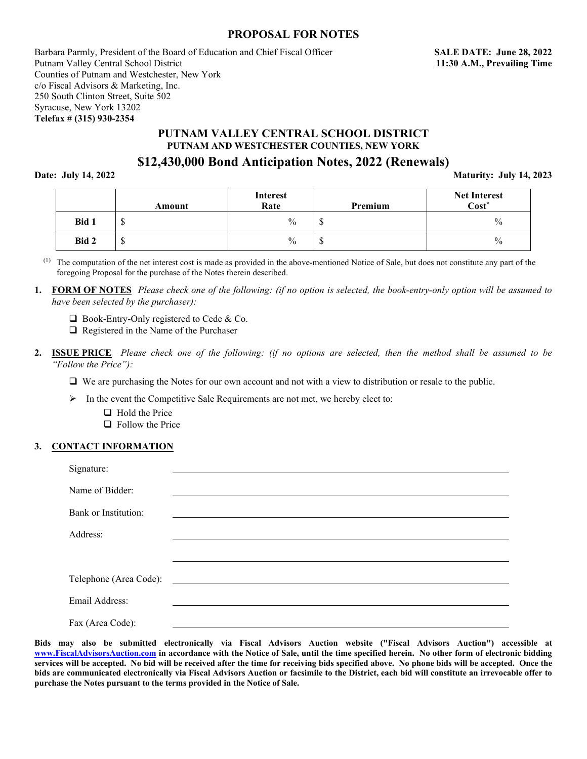## PROPOSAL FOR NOTES

Barbara Parmly, President of the Board of Education and Chief Fiscal Officer
Putnam Valley Central School District
Counties of Putnam and Westchester, New York
c/o Fiscal Advisors & Marketing, Inc.
250 South Clinton Street, Suite 502
Syracuse, New York 13202
**Telefax # (315) 930-2354**

**SALE DATE: June 28, 2022**
**11:30 A.M., Prevailing Time**

## PUTNAM VALLEY CENTRAL SCHOOL DISTRICT
### PUTNAM AND WESTCHESTER COUNTIES, NEW YORK

## $12,430,000 Bond Anticipation Notes, 2022 (Renewals)

**Date: July 14, 2022** **Maturity: July 14, 2023**

| | Amount | Interest Rate | Premium | Net Interest Cost* |
|---|---|---|---|---|
| **Bid 1** | $ | % | $ | % |
| **Bid 2** | $ | % | $ | % |

(1) The computation of the net interest cost is made as provided in the above-mentioned Notice of Sale, but does not constitute any part of the foregoing Proposal for the purchase of the Notes therein described.

1. **FORM OF NOTES** *Please check one of the following: (if no option is selected, the book-entry-only option will be assumed to have been selected by the purchaser):*

   - ❑ Book-Entry-Only registered to Cede & Co.
   - ❑ Registered in the Name of the Purchaser

2. **ISSUE PRICE** *Please check one of the following: (if no options are selected, then the method shall be assumed to be "Follow the Price"):*

   - ❑ We are purchasing the Notes for our own account and not with a view to distribution or resale to the public.
   - ➢ In the event the Competitive Sale Requirements are not met, we hereby elect to:
     - ❑ Hold the Price
     - ❑ Follow the Price

3. **CONTACT INFORMATION**

Signature: \_\_\_\_\_\_\_\_\_\_\_\_\_\_\_\_\_\_\_\_\_\_\_\_\_\_\_\_\_\_

Name of Bidder: \_\_\_\_\_\_\_\_\_\_\_\_\_\_\_\_\_\_\_\_\_\_\_\_\_\_\_\_\_\_

Bank or Institution: \_\_\_\_\_\_\_\_\_\_\_\_\_\_\_\_\_\_\_\_\_\_\_\_\_\_\_\_\_\_

Address: \_\_\_\_\_\_\_\_\_\_\_\_\_\_\_\_\_\_\_\_\_\_\_\_\_\_\_\_\_\_

\_\_\_\_\_\_\_\_\_\_\_\_\_\_\_\_\_\_\_\_\_\_\_\_\_\_\_\_\_\_

Telephone (Area Code): \_\_\_\_\_\_\_\_\_\_\_\_\_\_\_\_\_\_\_\_\_\_\_\_\_\_\_\_\_\_

Email Address: \_\_\_\_\_\_\_\_\_\_\_\_\_\_\_\_\_\_\_\_\_\_\_\_\_\_\_\_\_\_

Fax (Area Code): \_\_\_\_\_\_\_\_\_\_\_\_\_\_\_\_\_\_\_\_\_\_\_\_\_\_\_\_\_\_

**Bids may also be submitted electronically via Fiscal Advisors Auction website ("Fiscal Advisors Auction") accessible at www.FiscalAdvisorsAuction.com in accordance with the Notice of Sale, until the time specified herein. No other form of electronic bidding services will be accepted. No bid will be received after the time for receiving bids specified above. No phone bids will be accepted. Once the bids are communicated electronically via Fiscal Advisors Auction or facsimile to the District, each bid will constitute an irrevocable offer to purchase the Notes pursuant to the terms provided in the Notice of Sale.**